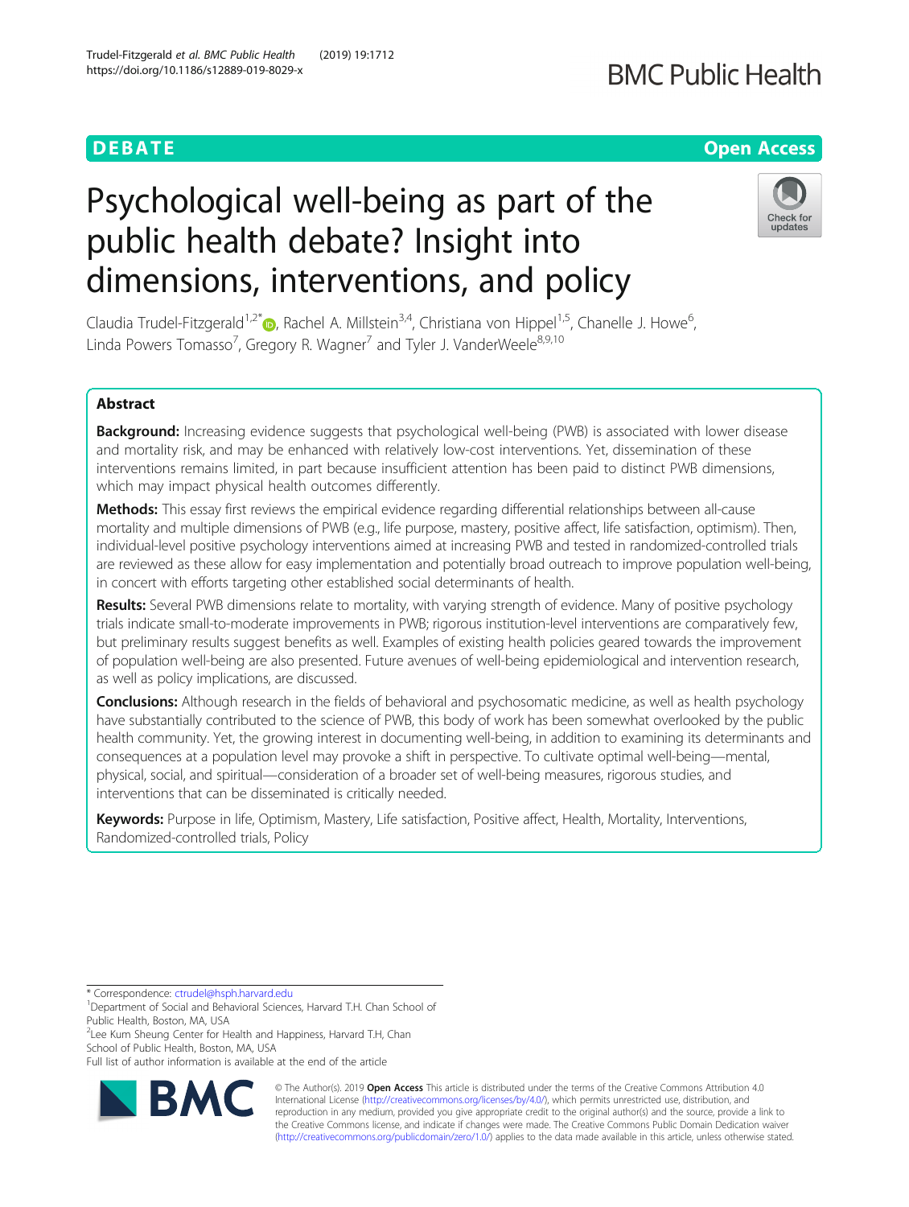DEBATE

Open Access

# Psychological well-being as part of the public health debate? Insight into dimensions, interventions, and policy

Claudia Trudel-Fitzgerald[1,2*], Rachel A. Millstein[3,4], Christiana von Hippel[1,5], Chanelle J. Howe[6], Linda Powers Tomasso[7], Gregory R. Wagner[7] and Tyler J. VanderWeele[8,9,10]

## Abstract

**Background:** Increasing evidence suggests that psychological well-being (PWB) is associated with lower disease and mortality risk, and may be enhanced with relatively low-cost interventions. Yet, dissemination of these interventions remains limited, in part because insufficient attention has been paid to distinct PWB dimensions, which may impact physical health outcomes differently.

**Methods:** This essay first reviews the empirical evidence regarding differential relationships between all-cause mortality and multiple dimensions of PWB (e.g., life purpose, mastery, positive affect, life satisfaction, optimism). Then, individual-level positive psychology interventions aimed at increasing PWB and tested in randomized-controlled trials are reviewed as these allow for easy implementation and potentially broad outreach to improve population well-being, in concert with efforts targeting other established social determinants of health.

**Results:** Several PWB dimensions relate to mortality, with varying strength of evidence. Many of positive psychology trials indicate small-to-moderate improvements in PWB; rigorous institution-level interventions are comparatively few, but preliminary results suggest benefits as well. Examples of existing health policies geared towards the improvement of population well-being are also presented. Future avenues of well-being epidemiological and intervention research, as well as policy implications, are discussed.

**Conclusions:** Although research in the fields of behavioral and psychosomatic medicine, as well as health psychology have substantially contributed to the science of PWB, this body of work has been somewhat overlooked by the public health community. Yet, the growing interest in documenting well-being, in addition to examining its determinants and consequences at a population level may provoke a shift in perspective. To cultivate optimal well-being—mental, physical, social, and spiritual—consideration of a broader set of well-being measures, rigorous studies, and interventions that can be disseminated is critically needed.

**Keywords:** Purpose in life, Optimism, Mastery, Life satisfaction, Positive affect, Health, Mortality, Interventions, Randomized-controlled trials, Policy

* Correspondence: ctrudel@hsph.harvard.edu
[1]Department of Social and Behavioral Sciences, Harvard T.H. Chan School of Public Health, Boston, MA, USA
[2]Lee Kum Sheung Center for Health and Happiness, Harvard T.H, Chan School of Public Health, Boston, MA, USA
Full list of author information is available at the end of the article

© The Author(s). 2019 **Open Access** This article is distributed under the terms of the Creative Commons Attribution 4.0 International License (http://creativecommons.org/licenses/by/4.0/), which permits unrestricted use, distribution, and reproduction in any medium, provided you give appropriate credit to the original author(s) and the source, provide a link to the Creative Commons license, and indicate if changes were made. The Creative Commons Public Domain Dedication waiver (http://creativecommons.org/publicdomain/zero/1.0/) applies to the data made available in this article, unless otherwise stated.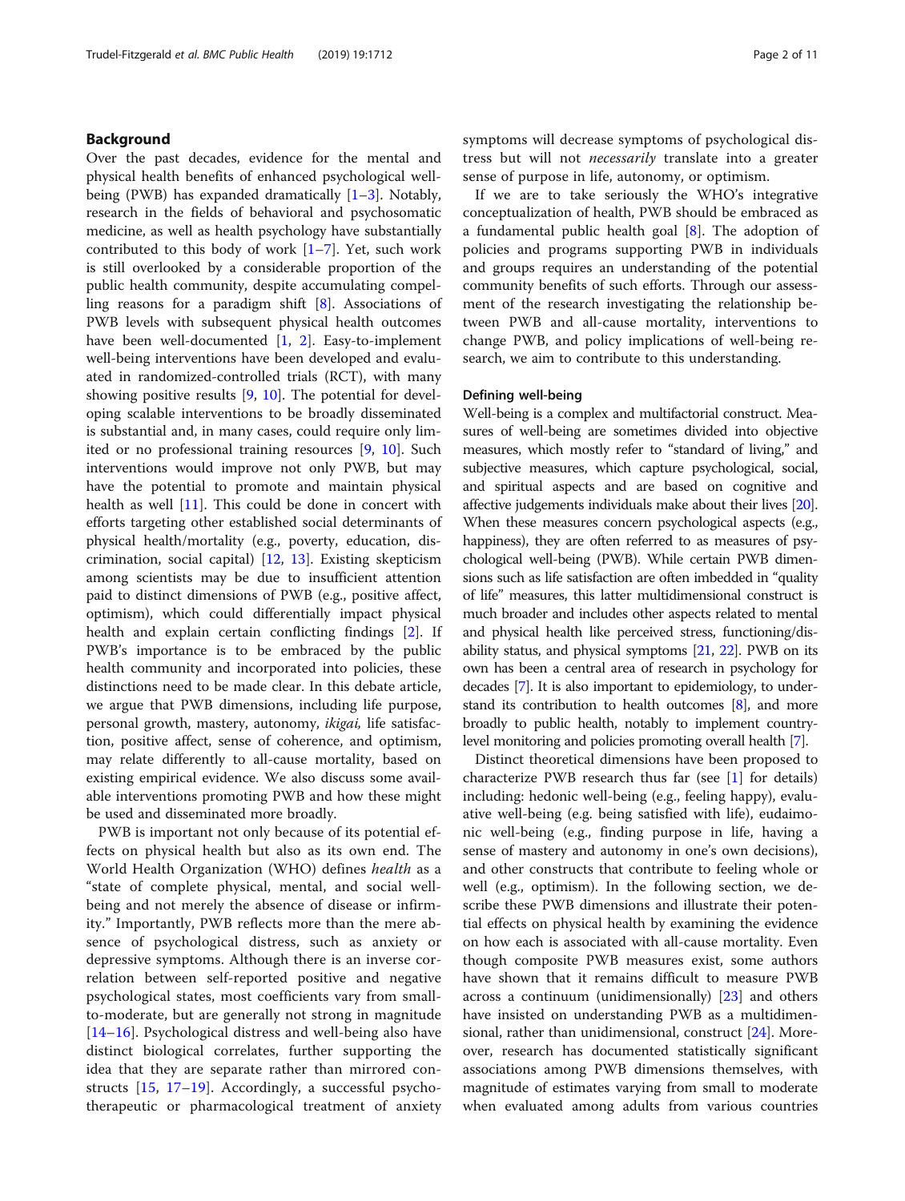## Background

Over the past decades, evidence for the mental and physical health benefits of enhanced psychological well-being (PWB) has expanded dramatically [1–3]. Notably, research in the fields of behavioral and psychosomatic medicine, as well as health psychology have substantially contributed to this body of work [1–7]. Yet, such work is still overlooked by a considerable proportion of the public health community, despite accumulating compelling reasons for a paradigm shift [8]. Associations of PWB levels with subsequent physical health outcomes have been well-documented [1, 2]. Easy-to-implement well-being interventions have been developed and evaluated in randomized-controlled trials (RCT), with many showing positive results [9, 10]. The potential for developing scalable interventions to be broadly disseminated is substantial and, in many cases, could require only limited or no professional training resources [9, 10]. Such interventions would improve not only PWB, but may have the potential to promote and maintain physical health as well [11]. This could be done in concert with efforts targeting other established social determinants of physical health/mortality (e.g., poverty, education, discrimination, social capital) [12, 13]. Existing skepticism among scientists may be due to insufficient attention paid to distinct dimensions of PWB (e.g., positive affect, optimism), which could differentially impact physical health and explain certain conflicting findings [2]. If PWB's importance is to be embraced by the public health community and incorporated into policies, these distinctions need to be made clear. In this debate article, we argue that PWB dimensions, including life purpose, personal growth, mastery, autonomy, *ikigai,* life satisfaction, positive affect, sense of coherence, and optimism, may relate differently to all-cause mortality, based on existing empirical evidence. We also discuss some available interventions promoting PWB and how these might be used and disseminated more broadly.

PWB is important not only because of its potential effects on physical health but also as its own end. The World Health Organization (WHO) defines *health* as a "state of complete physical, mental, and social well-being and not merely the absence of disease or infirmity." Importantly, PWB reflects more than the mere absence of psychological distress, such as anxiety or depressive symptoms. Although there is an inverse correlation between self-reported positive and negative psychological states, most coefficients vary from small-to-moderate, but are generally not strong in magnitude [14–16]. Psychological distress and well-being also have distinct biological correlates, further supporting the idea that they are separate rather than mirrored constructs [15, 17–19]. Accordingly, a successful psychotherapeutic or pharmacological treatment of anxiety symptoms will decrease symptoms of psychological distress but will not *necessarily* translate into a greater sense of purpose in life, autonomy, or optimism.

If we are to take seriously the WHO's integrative conceptualization of health, PWB should be embraced as a fundamental public health goal [8]. The adoption of policies and programs supporting PWB in individuals and groups requires an understanding of the potential community benefits of such efforts. Through our assessment of the research investigating the relationship between PWB and all-cause mortality, interventions to change PWB, and policy implications of well-being research, we aim to contribute to this understanding.

### Defining well-being

Well-being is a complex and multifactorial construct. Measures of well-being are sometimes divided into objective measures, which mostly refer to "standard of living," and subjective measures, which capture psychological, social, and spiritual aspects and are based on cognitive and affective judgements individuals make about their lives [20]. When these measures concern psychological aspects (e.g., happiness), they are often referred to as measures of psychological well-being (PWB). While certain PWB dimensions such as life satisfaction are often imbedded in "quality of life" measures, this latter multidimensional construct is much broader and includes other aspects related to mental and physical health like perceived stress, functioning/disability status, and physical symptoms [21, 22]. PWB on its own has been a central area of research in psychology for decades [7]. It is also important to epidemiology, to understand its contribution to health outcomes [8], and more broadly to public health, notably to implement country-level monitoring and policies promoting overall health [7].

Distinct theoretical dimensions have been proposed to characterize PWB research thus far (see [1] for details) including: hedonic well-being (e.g., feeling happy), evaluative well-being (e.g. being satisfied with life), eudaimonic well-being (e.g., finding purpose in life, having a sense of mastery and autonomy in one's own decisions), and other constructs that contribute to feeling whole or well (e.g., optimism). In the following section, we describe these PWB dimensions and illustrate their potential effects on physical health by examining the evidence on how each is associated with all-cause mortality. Even though composite PWB measures exist, some authors have shown that it remains difficult to measure PWB across a continuum (unidimensionally) [23] and others have insisted on understanding PWB as a multidimensional, rather than unidimensional, construct [24]. Moreover, research has documented statistically significant associations among PWB dimensions themselves, with magnitude of estimates varying from small to moderate when evaluated among adults from various countries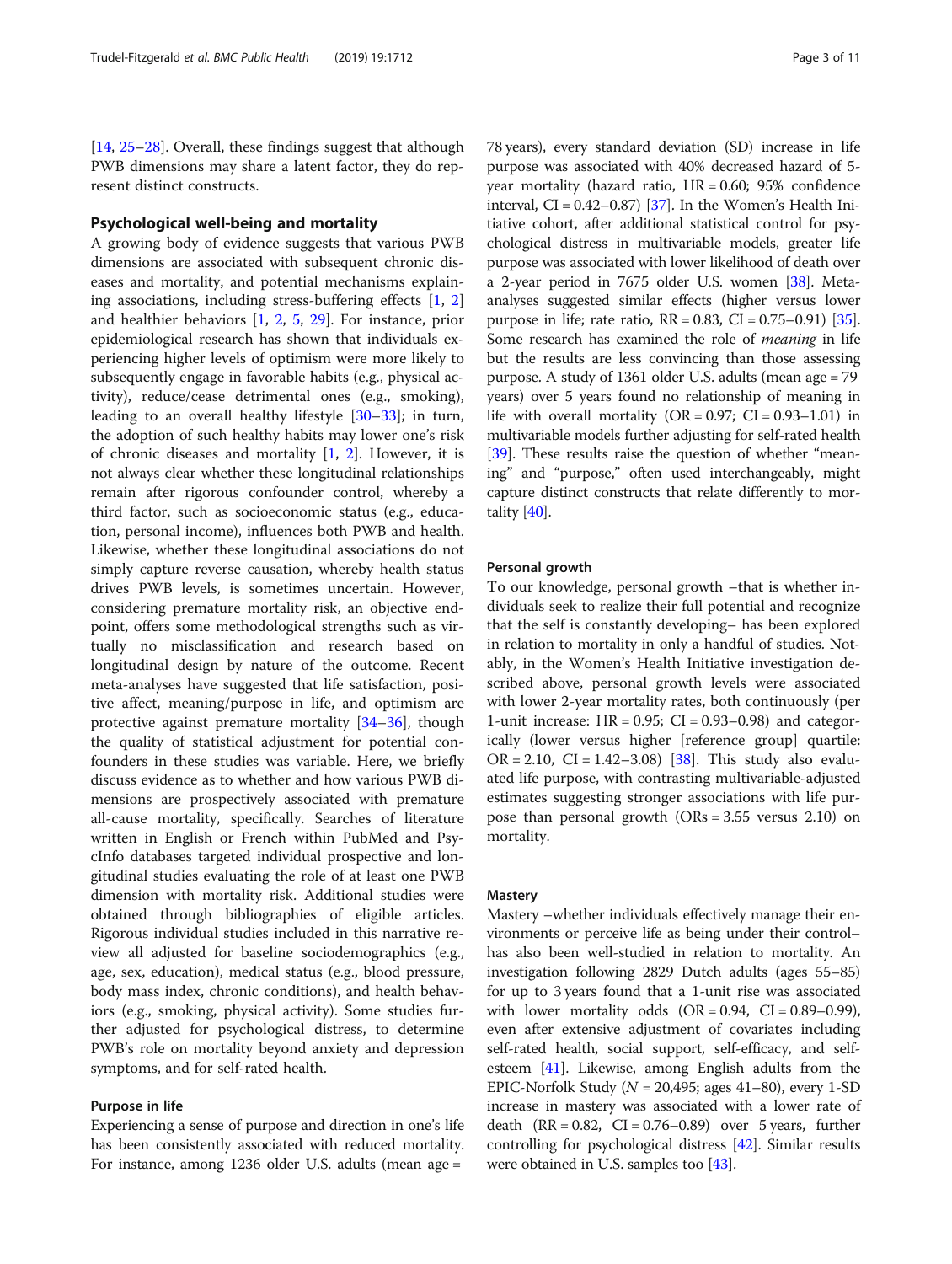[14, 25–28]. Overall, these findings suggest that although PWB dimensions may share a latent factor, they do represent distinct constructs.

## Psychological well-being and mortality

A growing body of evidence suggests that various PWB dimensions are associated with subsequent chronic diseases and mortality, and potential mechanisms explaining associations, including stress-buffering effects [1, 2] and healthier behaviors [1, 2, 5, 29]. For instance, prior epidemiological research has shown that individuals experiencing higher levels of optimism were more likely to subsequently engage in favorable habits (e.g., physical activity), reduce/cease detrimental ones (e.g., smoking), leading to an overall healthy lifestyle [30–33]; in turn, the adoption of such healthy habits may lower one's risk of chronic diseases and mortality [1, 2]. However, it is not always clear whether these longitudinal relationships remain after rigorous confounder control, whereby a third factor, such as socioeconomic status (e.g., education, personal income), influences both PWB and health. Likewise, whether these longitudinal associations do not simply capture reverse causation, whereby health status drives PWB levels, is sometimes uncertain. However, considering premature mortality risk, an objective endpoint, offers some methodological strengths such as virtually no misclassification and research based on longitudinal design by nature of the outcome. Recent meta-analyses have suggested that life satisfaction, positive affect, meaning/purpose in life, and optimism are protective against premature mortality [34–36], though the quality of statistical adjustment for potential confounders in these studies was variable. Here, we briefly discuss evidence as to whether and how various PWB dimensions are prospectively associated with premature all-cause mortality, specifically. Searches of literature written in English or French within PubMed and PsycInfo databases targeted individual prospective and longitudinal studies evaluating the role of at least one PWB dimension with mortality risk. Additional studies were obtained through bibliographies of eligible articles. Rigorous individual studies included in this narrative review all adjusted for baseline sociodemographics (e.g., age, sex, education), medical status (e.g., blood pressure, body mass index, chronic conditions), and health behaviors (e.g., smoking, physical activity). Some studies further adjusted for psychological distress, to determine PWB's role on mortality beyond anxiety and depression symptoms, and for self-rated health.

### Purpose in life

Experiencing a sense of purpose and direction in one's life has been consistently associated with reduced mortality. For instance, among 1236 older U.S. adults (mean age = 78 years), every standard deviation (SD) increase in life purpose was associated with 40% decreased hazard of 5-year mortality (hazard ratio, HR = 0.60; 95% confidence interval, CI = 0.42–0.87) [37]. In the Women's Health Initiative cohort, after additional statistical control for psychological distress in multivariable models, greater life purpose was associated with lower likelihood of death over a 2-year period in 7675 older U.S. women [38]. Meta-analyses suggested similar effects (higher versus lower purpose in life; rate ratio, RR = 0.83, CI = 0.75–0.91) [35]. Some research has examined the role of *meaning* in life but the results are less convincing than those assessing purpose. A study of 1361 older U.S. adults (mean age = 79 years) over 5 years found no relationship of meaning in life with overall mortality (OR = 0.97; CI = 0.93–1.01) in multivariable models further adjusting for self-rated health [39]. These results raise the question of whether "meaning" and "purpose," often used interchangeably, might capture distinct constructs that relate differently to mortality [40].

### Personal growth

To our knowledge, personal growth –that is whether individuals seek to realize their full potential and recognize that the self is constantly developing– has been explored in relation to mortality in only a handful of studies. Notably, in the Women's Health Initiative investigation described above, personal growth levels were associated with lower 2-year mortality rates, both continuously (per 1-unit increase: HR = 0.95; CI = 0.93–0.98) and categorically (lower versus higher [reference group] quartile: OR = 2.10, CI = 1.42–3.08) [38]. This study also evaluated life purpose, with contrasting multivariable-adjusted estimates suggesting stronger associations with life purpose than personal growth (ORs = 3.55 versus 2.10) on mortality.

### Mastery

Mastery –whether individuals effectively manage their environments or perceive life as being under their control– has also been well-studied in relation to mortality. An investigation following 2829 Dutch adults (ages 55–85) for up to 3 years found that a 1-unit rise was associated with lower mortality odds (OR = 0.94, CI = 0.89–0.99), even after extensive adjustment of covariates including self-rated health, social support, self-efficacy, and self-esteem [41]. Likewise, among English adults from the EPIC-Norfolk Study (*N* = 20,495; ages 41–80), every 1-SD increase in mastery was associated with a lower rate of death (RR = 0.82, CI = 0.76–0.89) over 5 years, further controlling for psychological distress [42]. Similar results were obtained in U.S. samples too [43].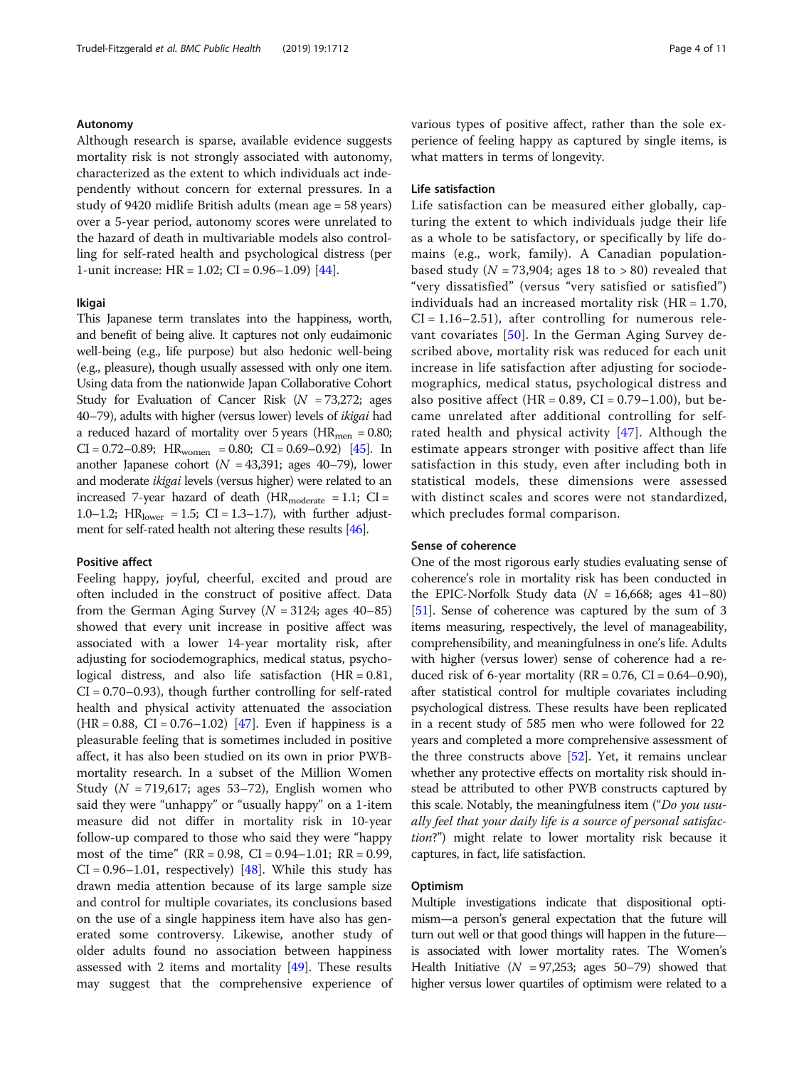### Autonomy

Although research is sparse, available evidence suggests mortality risk is not strongly associated with autonomy, characterized as the extent to which individuals act independently without concern for external pressures. In a study of 9420 midlife British adults (mean age = 58 years) over a 5-year period, autonomy scores were unrelated to the hazard of death in multivariable models also controlling for self-rated health and psychological distress (per 1-unit increase: HR = 1.02; CI = 0.96–1.09) [44].

### Ikigai

This Japanese term translates into the happiness, worth, and benefit of being alive. It captures not only eudaimonic well-being (e.g., life purpose) but also hedonic well-being (e.g., pleasure), though usually assessed with only one item. Using data from the nationwide Japan Collaborative Cohort Study for Evaluation of Cancer Risk ($N$ = 73,272; ages 40–79), adults with higher (versus lower) levels of *ikigai* had a reduced hazard of mortality over 5 years ($HR_{men}$ = 0.80; CI = 0.72–0.89; $HR_{women}$ = 0.80; CI = 0.69–0.92) [45]. In another Japanese cohort ($N$ = 43,391; ages 40–79), lower and moderate *ikigai* levels (versus higher) were related to an increased 7-year hazard of death ($HR_{moderate}$ = 1.1; CI = 1.0–1.2; $HR_{lower}$ = 1.5; CI = 1.3–1.7), with further adjustment for self-rated health not altering these results [46].

### Positive affect

Feeling happy, joyful, cheerful, excited and proud are often included in the construct of positive affect. Data from the German Aging Survey ($N$ = 3124; ages 40–85) showed that every unit increase in positive affect was associated with a lower 14-year mortality risk, after adjusting for sociodemographics, medical status, psychological distress, and also life satisfaction (HR = 0.81, CI = 0.70–0.93), though further controlling for self-rated health and physical activity attenuated the association (HR = 0.88, CI = 0.76–1.02) [47]. Even if happiness is a pleasurable feeling that is sometimes included in positive affect, it has also been studied on its own in prior PWB-mortality research. In a subset of the Million Women Study ($N$ = 719,617; ages 53–72), English women who said they were "unhappy" or "usually happy" on a 1-item measure did not differ in mortality risk in 10-year follow-up compared to those who said they were "happy most of the time" (RR = 0.98, CI = 0.94–1.01; RR = 0.99, CI = 0.96–1.01, respectively) [48]. While this study has drawn media attention because of its large sample size and control for multiple covariates, its conclusions based on the use of a single happiness item have also has generated some controversy. Likewise, another study of older adults found no association between happiness assessed with 2 items and mortality [49]. These results may suggest that the comprehensive experience of various types of positive affect, rather than the sole experience of feeling happy as captured by single items, is what matters in terms of longevity.

### Life satisfaction

Life satisfaction can be measured either globally, capturing the extent to which individuals judge their life as a whole to be satisfactory, or specifically by life domains (e.g., work, family). A Canadian population-based study ($N$ = 73,904; ages 18 to > 80) revealed that "very dissatisfied" (versus "very satisfied or satisfied") individuals had an increased mortality risk (HR = 1.70, CI = 1.16–2.51), after controlling for numerous relevant covariates [50]. In the German Aging Survey described above, mortality risk was reduced for each unit increase in life satisfaction after adjusting for sociodemographics, medical status, psychological distress and also positive affect (HR = 0.89, CI = 0.79–1.00), but became unrelated after additional controlling for self-rated health and physical activity [47]. Although the estimate appears stronger with positive affect than life satisfaction in this study, even after including both in statistical models, these dimensions were assessed with distinct scales and scores were not standardized, which precludes formal comparison.

### Sense of coherence

One of the most rigorous early studies evaluating sense of coherence's role in mortality risk has been conducted in the EPIC-Norfolk Study data ($N$ = 16,668; ages 41–80) [51]. Sense of coherence was captured by the sum of 3 items measuring, respectively, the level of manageability, comprehensibility, and meaningfulness in one's life. Adults with higher (versus lower) sense of coherence had a reduced risk of 6-year mortality (RR = 0.76, CI = 0.64–0.90), after statistical control for multiple covariates including psychological distress. These results have been replicated in a recent study of 585 men who were followed for 22 years and completed a more comprehensive assessment of the three constructs above [52]. Yet, it remains unclear whether any protective effects on mortality risk should instead be attributed to other PWB constructs captured by this scale. Notably, the meaningfulness item ("*Do you usually feel that your daily life is a source of personal satisfaction?*") might relate to lower mortality risk because it captures, in fact, life satisfaction.

### Optimism

Multiple investigations indicate that dispositional optimism—a person's general expectation that the future will turn out well or that good things will happen in the future—is associated with lower mortality rates. The Women's Health Initiative ($N$ = 97,253; ages 50–79) showed that higher versus lower quartiles of optimism were related to a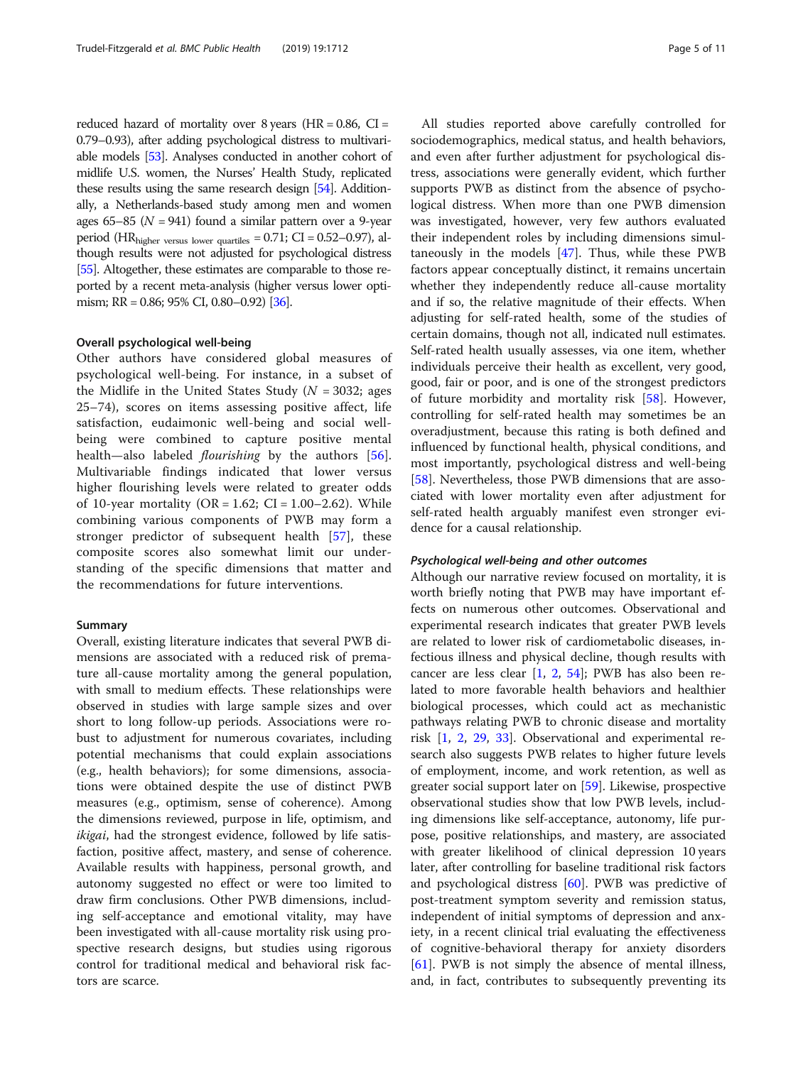reduced hazard of mortality over 8 years (HR = 0.86, CI = 0.79–0.93), after adding psychological distress to multivariable models [53]. Analyses conducted in another cohort of midlife U.S. women, the Nurses' Health Study, replicated these results using the same research design [54]. Additionally, a Netherlands-based study among men and women ages 65–85 (N = 941) found a similar pattern over a 9-year period ($HR_{\text{higher versus lower quartiles}}$ = 0.71; CI = 0.52–0.97), although results were not adjusted for psychological distress [55]. Altogether, these estimates are comparable to those reported by a recent meta-analysis (higher versus lower optimism; RR = 0.86; 95% CI, 0.80–0.92) [36].

#### Overall psychological well-being

Other authors have considered global measures of psychological well-being. For instance, in a subset of the Midlife in the United States Study (N = 3032; ages 25–74), scores on items assessing positive affect, life satisfaction, eudaimonic well-being and social well-being were combined to capture positive mental health—also labeled *flourishing* by the authors [56]. Multivariable findings indicated that lower versus higher flourishing levels were related to greater odds of 10-year mortality (OR = 1.62; CI = 1.00–2.62). While combining various components of PWB may form a stronger predictor of subsequent health [57], these composite scores also somewhat limit our understanding of the specific dimensions that matter and the recommendations for future interventions.

#### Summary

Overall, existing literature indicates that several PWB dimensions are associated with a reduced risk of premature all-cause mortality among the general population, with small to medium effects. These relationships were observed in studies with large sample sizes and over short to long follow-up periods. Associations were robust to adjustment for numerous covariates, including potential mechanisms that could explain associations (e.g., health behaviors); for some dimensions, associations were obtained despite the use of distinct PWB measures (e.g., optimism, sense of coherence). Among the dimensions reviewed, purpose in life, optimism, and *ikigai*, had the strongest evidence, followed by life satisfaction, positive affect, mastery, and sense of coherence. Available results with happiness, personal growth, and autonomy suggested no effect or were too limited to draw firm conclusions. Other PWB dimensions, including self-acceptance and emotional vitality, may have been investigated with all-cause mortality risk using prospective research designs, but studies using rigorous control for traditional medical and behavioral risk factors are scarce.

All studies reported above carefully controlled for sociodemographics, medical status, and health behaviors, and even after further adjustment for psychological distress, associations were generally evident, which further supports PWB as distinct from the absence of psychological distress. When more than one PWB dimension was investigated, however, very few authors evaluated their independent roles by including dimensions simultaneously in the models [47]. Thus, while these PWB factors appear conceptually distinct, it remains uncertain whether they independently reduce all-cause mortality and if so, the relative magnitude of their effects. When adjusting for self-rated health, some of the studies of certain domains, though not all, indicated null estimates. Self-rated health usually assesses, via one item, whether individuals perceive their health as excellent, very good, good, fair or poor, and is one of the strongest predictors of future morbidity and mortality risk [58]. However, controlling for self-rated health may sometimes be an overadjustment, because this rating is both defined and influenced by functional health, physical conditions, and most importantly, psychological distress and well-being [58]. Nevertheless, those PWB dimensions that are associated with lower mortality even after adjustment for self-rated health arguably manifest even stronger evidence for a causal relationship.

#### *Psychological well-being and other outcomes*

Although our narrative review focused on mortality, it is worth briefly noting that PWB may have important effects on numerous other outcomes. Observational and experimental research indicates that greater PWB levels are related to lower risk of cardiometabolic diseases, infectious illness and physical decline, though results with cancer are less clear [1, 2, 54]; PWB has also been related to more favorable health behaviors and healthier biological processes, which could act as mechanistic pathways relating PWB to chronic disease and mortality risk [1, 2, 29, 33]. Observational and experimental research also suggests PWB relates to higher future levels of employment, income, and work retention, as well as greater social support later on [59]. Likewise, prospective observational studies show that low PWB levels, including dimensions like self-acceptance, autonomy, life purpose, positive relationships, and mastery, are associated with greater likelihood of clinical depression 10 years later, after controlling for baseline traditional risk factors and psychological distress [60]. PWB was predictive of post-treatment symptom severity and remission status, independent of initial symptoms of depression and anxiety, in a recent clinical trial evaluating the effectiveness of cognitive-behavioral therapy for anxiety disorders [61]. PWB is not simply the absence of mental illness, and, in fact, contributes to subsequently preventing its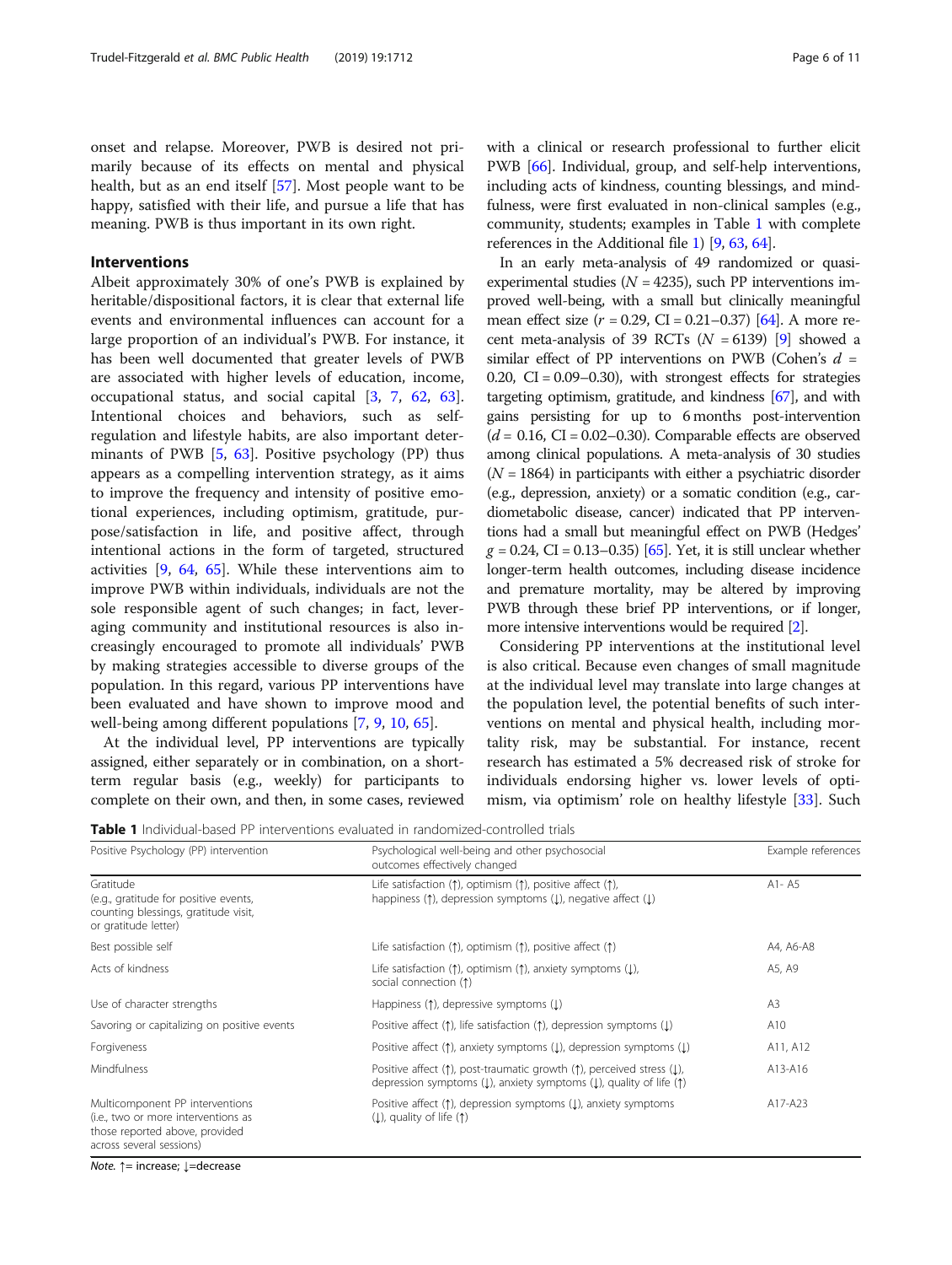onset and relapse. Moreover, PWB is desired not primarily because of its effects on mental and physical health, but as an end itself [57]. Most people want to be happy, satisfied with their life, and pursue a life that has meaning. PWB is thus important in its own right.

## Interventions

Albeit approximately 30% of one's PWB is explained by heritable/dispositional factors, it is clear that external life events and environmental influences can account for a large proportion of an individual's PWB. For instance, it has been well documented that greater levels of PWB are associated with higher levels of education, income, occupational status, and social capital [3, 7, 62, 63]. Intentional choices and behaviors, such as self-regulation and lifestyle habits, are also important determinants of PWB [5, 63]. Positive psychology (PP) thus appears as a compelling intervention strategy, as it aims to improve the frequency and intensity of positive emotional experiences, including optimism, gratitude, purpose/satisfaction in life, and positive affect, through intentional actions in the form of targeted, structured activities [9, 64, 65]. While these interventions aim to improve PWB within individuals, individuals are not the sole responsible agent of such changes; in fact, leveraging community and institutional resources is also increasingly encouraged to promote all individuals' PWB by making strategies accessible to diverse groups of the population. In this regard, various PP interventions have been evaluated and have shown to improve mood and well-being among different populations [7, 9, 10, 65].

At the individual level, PP interventions are typically assigned, either separately or in combination, on a short-term regular basis (e.g., weekly) for participants to complete on their own, and then, in some cases, reviewed with a clinical or research professional to further elicit PWB [66]. Individual, group, and self-help interventions, including acts of kindness, counting blessings, and mindfulness, were first evaluated in non-clinical samples (e.g., community, students; examples in Table 1 with complete references in the Additional file 1) [9, 63, 64].

In an early meta-analysis of 49 randomized or quasi-experimental studies ($N$ = 4235), such PP interventions improved well-being, with a small but clinically meaningful mean effect size ($r$ = 0.29, CI = 0.21–0.37) [64]. A more recent meta-analysis of 39 RCTs ($N$ = 6139) [9] showed a similar effect of PP interventions on PWB (Cohen's $d$ = 0.20, CI = 0.09–0.30), with strongest effects for strategies targeting optimism, gratitude, and kindness [67], and with gains persisting for up to 6 months post-intervention ($d$ = 0.16, CI = 0.02–0.30). Comparable effects are observed among clinical populations. A meta-analysis of 30 studies ($N$ = 1864) in participants with either a psychiatric disorder (e.g., depression, anxiety) or a somatic condition (e.g., cardiometabolic disease, cancer) indicated that PP interventions had a small but meaningful effect on PWB (Hedges' $g$ = 0.24, CI = 0.13–0.35) [65]. Yet, it is still unclear whether longer-term health outcomes, including disease incidence and premature mortality, may be altered by improving PWB through these brief PP interventions, or if longer, more intensive interventions would be required [2].

Considering PP interventions at the institutional level is also critical. Because even changes of small magnitude at the individual level may translate into large changes at the population level, the potential benefits of such interventions on mental and physical health, including mortality risk, may be substantial. For instance, recent research has estimated a 5% decreased risk of stroke for individuals endorsing higher vs. lower levels of optimism, via optimism' role on healthy lifestyle [33]. Such

**Table 1** Individual-based PP interventions evaluated in randomized-controlled trials

| Positive Psychology (PP) intervention | Psychological well-being and other psychosocial outcomes effectively changed | Example references |
|---|---|---|
| Gratitude (e.g., gratitude for positive events, counting blessings, gratitude visit, or gratitude letter) | Life satisfaction (↑), optimism (↑), positive affect (↑), happiness (↑), depression symptoms (↓), negative affect (↓) | A1- A5 |
| Best possible self | Life satisfaction (↑), optimism (↑), positive affect (↑) | A4, A6-A8 |
| Acts of kindness | Life satisfaction (↑), optimism (↑), anxiety symptoms (↓), social connection (↑) | A5, A9 |
| Use of character strengths | Happiness (↑), depressive symptoms (↓) | A3 |
| Savoring or capitalizing on positive events | Positive affect (↑), life satisfaction (↑), depression symptoms (↓) | A10 |
| Forgiveness | Positive affect (↑), anxiety symptoms (↓), depression symptoms (↓) | A11, A12 |
| Mindfulness | Positive affect (↑), post-traumatic growth (↑), perceived stress (↓), depression symptoms (↓), anxiety symptoms (↓), quality of life (↑) | A13-A16 |
| Multicomponent PP interventions (i.e., two or more interventions as those reported above, provided across several sessions) | Positive affect (↑), depression symptoms (↓), anxiety symptoms (↓), quality of life (↑) | A17-A23 |

*Note.* ↑= increase; ↓=decrease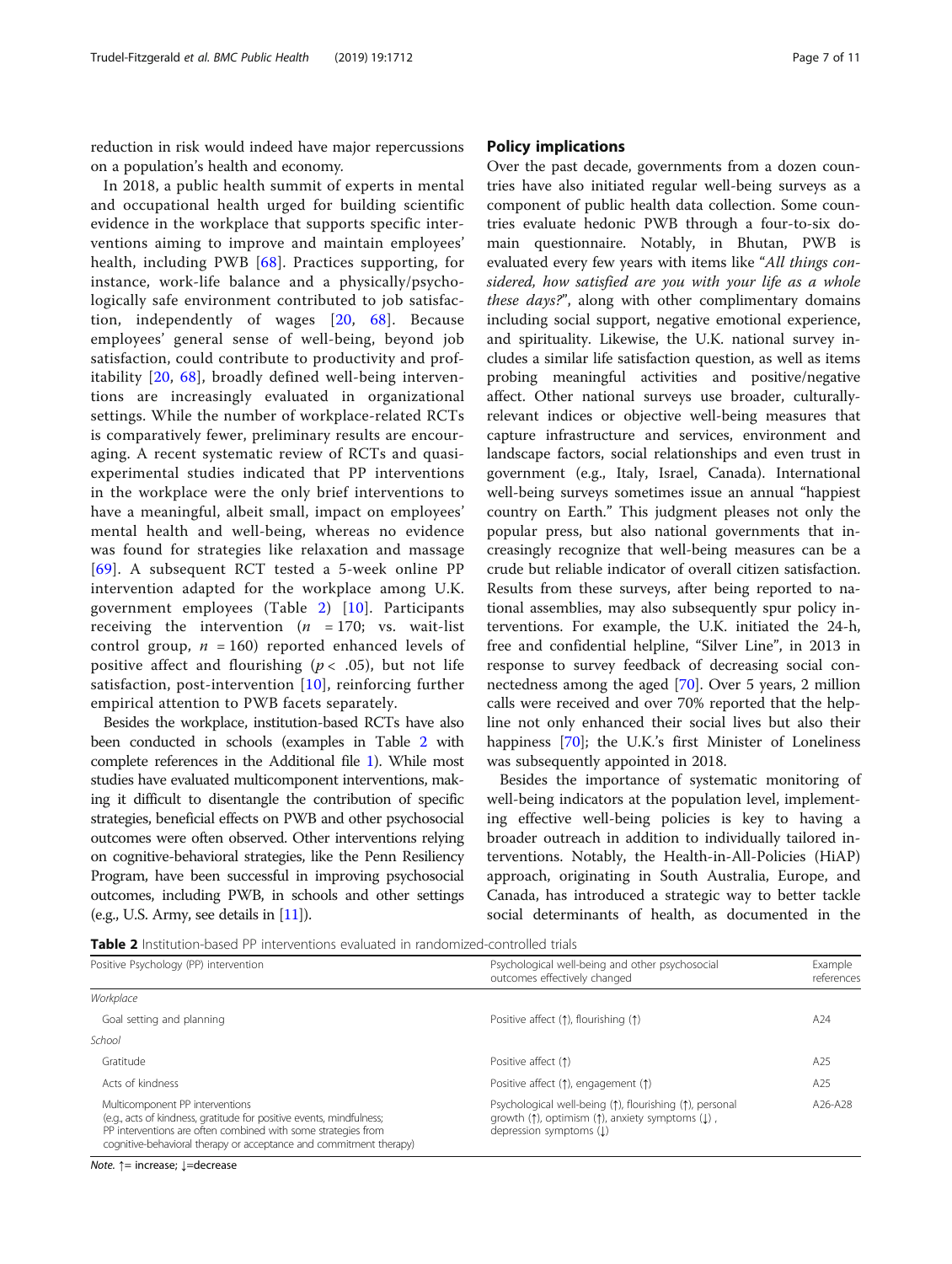reduction in risk would indeed have major repercussions on a population's health and economy.

In 2018, a public health summit of experts in mental and occupational health urged for building scientific evidence in the workplace that supports specific interventions aiming to improve and maintain employees' health, including PWB [68]. Practices supporting, for instance, work-life balance and a physically/psychologically safe environment contributed to job satisfaction, independently of wages [20, 68]. Because employees' general sense of well-being, beyond job satisfaction, could contribute to productivity and profitability [20, 68], broadly defined well-being interventions are increasingly evaluated in organizational settings. While the number of workplace-related RCTs is comparatively fewer, preliminary results are encouraging. A recent systematic review of RCTs and quasi-experimental studies indicated that PP interventions in the workplace were the only brief interventions to have a meaningful, albeit small, impact on employees' mental health and well-being, whereas no evidence was found for strategies like relaxation and massage [69]. A subsequent RCT tested a 5-week online PP intervention adapted for the workplace among U.K. government employees (Table 2) [10]. Participants receiving the intervention ($n = 170$; vs. wait-list control group, $n = 160$) reported enhanced levels of positive affect and flourishing ($p < .05$), but not life satisfaction, post-intervention [10], reinforcing further empirical attention to PWB facets separately.

Besides the workplace, institution-based RCTs have also been conducted in schools (examples in Table 2 with complete references in the Additional file 1). While most studies have evaluated multicomponent interventions, making it difficult to disentangle the contribution of specific strategies, beneficial effects on PWB and other psychosocial outcomes were often observed. Other interventions relying on cognitive-behavioral strategies, like the Penn Resiliency Program, have been successful in improving psychosocial outcomes, including PWB, in schools and other settings (e.g., U.S. Army, see details in [11]).

## Policy implications

Over the past decade, governments from a dozen countries have also initiated regular well-being surveys as a component of public health data collection. Some countries evaluate hedonic PWB through a four-to-six domain questionnaire. Notably, in Bhutan, PWB is evaluated every few years with items like "*All things considered, how satisfied are you with your life as a whole these days?*", along with other complimentary domains including social support, negative emotional experience, and spirituality. Likewise, the U.K. national survey includes a similar life satisfaction question, as well as items probing meaningful activities and positive/negative affect. Other national surveys use broader, culturally-relevant indices or objective well-being measures that capture infrastructure and services, environment and landscape factors, social relationships and even trust in government (e.g., Italy, Israel, Canada). International well-being surveys sometimes issue an annual "happiest country on Earth." This judgment pleases not only the popular press, but also national governments that increasingly recognize that well-being measures can be a crude but reliable indicator of overall citizen satisfaction. Results from these surveys, after being reported to national assemblies, may also subsequently spur policy interventions. For example, the U.K. initiated the 24-h, free and confidential helpline, "Silver Line", in 2013 in response to survey feedback of decreasing social connectedness among the aged [70]. Over 5 years, 2 million calls were received and over 70% reported that the helpline not only enhanced their social lives but also their happiness [70]; the U.K.'s first Minister of Loneliness was subsequently appointed in 2018.

Besides the importance of systematic monitoring of well-being indicators at the population level, implementing effective well-being policies is key to having a broader outreach in addition to individually tailored interventions. Notably, the Health-in-All-Policies (HiAP) approach, originating in South Australia, Europe, and Canada, has introduced a strategic way to better tackle social determinants of health, as documented in the

**Table 2** Institution-based PP interventions evaluated in randomized-controlled trials

| Positive Psychology (PP) intervention | Psychological well-being and other psychosocial outcomes effectively changed | Example references |
|---|---|---|
| *Workplace* | | |
| Goal setting and planning | Positive affect (↑), flourishing (↑) | A24 |
| *School* | | |
| Gratitude | Positive affect (↑) | A25 |
| Acts of kindness | Positive affect (↑), engagement (↑) | A25 |
| Multicomponent PP interventions (e.g., acts of kindness, gratitude for positive events, mindfulness; PP interventions are often combined with some strategies from cognitive-behavioral therapy or acceptance and commitment therapy) | Psychological well-being (↑), flourishing (↑), personal growth (↑), optimism (↑), anxiety symptoms (↓), depression symptoms (↓) | A26-A28 |

*Note.* ↑= increase; ↓=decrease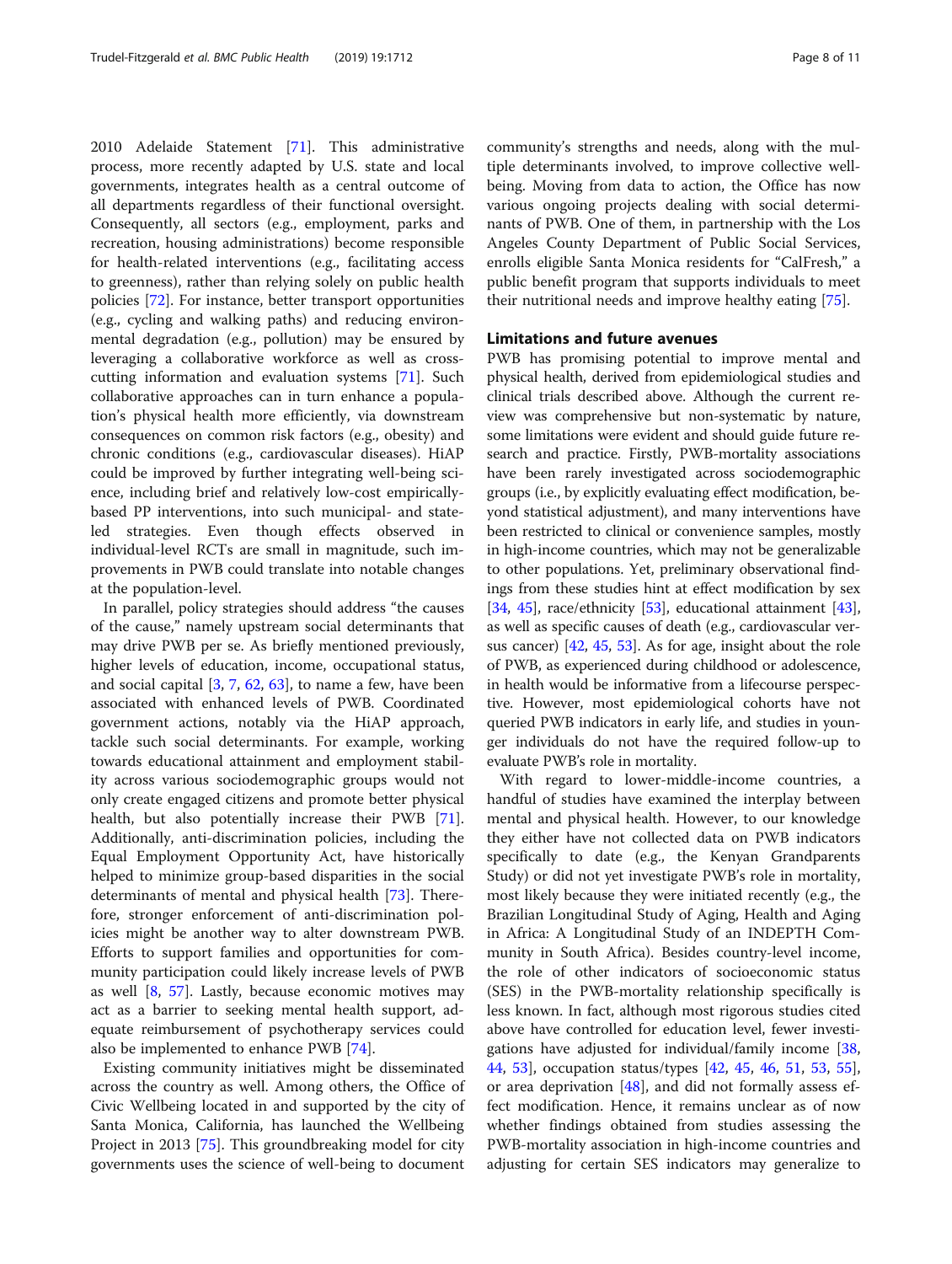2010 Adelaide Statement [71]. This administrative process, more recently adapted by U.S. state and local governments, integrates health as a central outcome of all departments regardless of their functional oversight. Consequently, all sectors (e.g., employment, parks and recreation, housing administrations) become responsible for health-related interventions (e.g., facilitating access to greenness), rather than relying solely on public health policies [72]. For instance, better transport opportunities (e.g., cycling and walking paths) and reducing environmental degradation (e.g., pollution) may be ensured by leveraging a collaborative workforce as well as cross-cutting information and evaluation systems [71]. Such collaborative approaches can in turn enhance a population's physical health more efficiently, via downstream consequences on common risk factors (e.g., obesity) and chronic conditions (e.g., cardiovascular diseases). HiAP could be improved by further integrating well-being science, including brief and relatively low-cost empirically-based PP interventions, into such municipal- and state-led strategies. Even though effects observed in individual-level RCTs are small in magnitude, such improvements in PWB could translate into notable changes at the population-level.

In parallel, policy strategies should address "the causes of the cause," namely upstream social determinants that may drive PWB per se. As briefly mentioned previously, higher levels of education, income, occupational status, and social capital [3, 7, 62, 63], to name a few, have been associated with enhanced levels of PWB. Coordinated government actions, notably via the HiAP approach, tackle such social determinants. For example, working towards educational attainment and employment stability across various sociodemographic groups would not only create engaged citizens and promote better physical health, but also potentially increase their PWB [71]. Additionally, anti-discrimination policies, including the Equal Employment Opportunity Act, have historically helped to minimize group-based disparities in the social determinants of mental and physical health [73]. Therefore, stronger enforcement of anti-discrimination policies might be another way to alter downstream PWB. Efforts to support families and opportunities for community participation could likely increase levels of PWB as well [8, 57]. Lastly, because economic motives may act as a barrier to seeking mental health support, adequate reimbursement of psychotherapy services could also be implemented to enhance PWB [74].

Existing community initiatives might be disseminated across the country as well. Among others, the Office of Civic Wellbeing located in and supported by the city of Santa Monica, California, has launched the Wellbeing Project in 2013 [75]. This groundbreaking model for city governments uses the science of well-being to document community's strengths and needs, along with the multiple determinants involved, to improve collective well-being. Moving from data to action, the Office has now various ongoing projects dealing with social determinants of PWB. One of them, in partnership with the Los Angeles County Department of Public Social Services, enrolls eligible Santa Monica residents for "CalFresh," a public benefit program that supports individuals to meet their nutritional needs and improve healthy eating [75].

## Limitations and future avenues

PWB has promising potential to improve mental and physical health, derived from epidemiological studies and clinical trials described above. Although the current review was comprehensive but non-systematic by nature, some limitations were evident and should guide future research and practice. Firstly, PWB-mortality associations have been rarely investigated across sociodemographic groups (i.e., by explicitly evaluating effect modification, beyond statistical adjustment), and many interventions have been restricted to clinical or convenience samples, mostly in high-income countries, which may not be generalizable to other populations. Yet, preliminary observational findings from these studies hint at effect modification by sex [34, 45], race/ethnicity [53], educational attainment [43], as well as specific causes of death (e.g., cardiovascular versus cancer) [42, 45, 53]. As for age, insight about the role of PWB, as experienced during childhood or adolescence, in health would be informative from a lifecourse perspective. However, most epidemiological cohorts have not queried PWB indicators in early life, and studies in younger individuals do not have the required follow-up to evaluate PWB's role in mortality.

With regard to lower-middle-income countries, a handful of studies have examined the interplay between mental and physical health. However, to our knowledge they either have not collected data on PWB indicators specifically to date (e.g., the Kenyan Grandparents Study) or did not yet investigate PWB's role in mortality, most likely because they were initiated recently (e.g., the Brazilian Longitudinal Study of Aging, Health and Aging in Africa: A Longitudinal Study of an INDEPTH Community in South Africa). Besides country-level income, the role of other indicators of socioeconomic status (SES) in the PWB-mortality relationship specifically is less known. In fact, although most rigorous studies cited above have controlled for education level, fewer investigations have adjusted for individual/family income [38, 44, 53], occupation status/types [42, 45, 46, 51, 53, 55], or area deprivation [48], and did not formally assess effect modification. Hence, it remains unclear as of now whether findings obtained from studies assessing the PWB-mortality association in high-income countries and adjusting for certain SES indicators may generalize to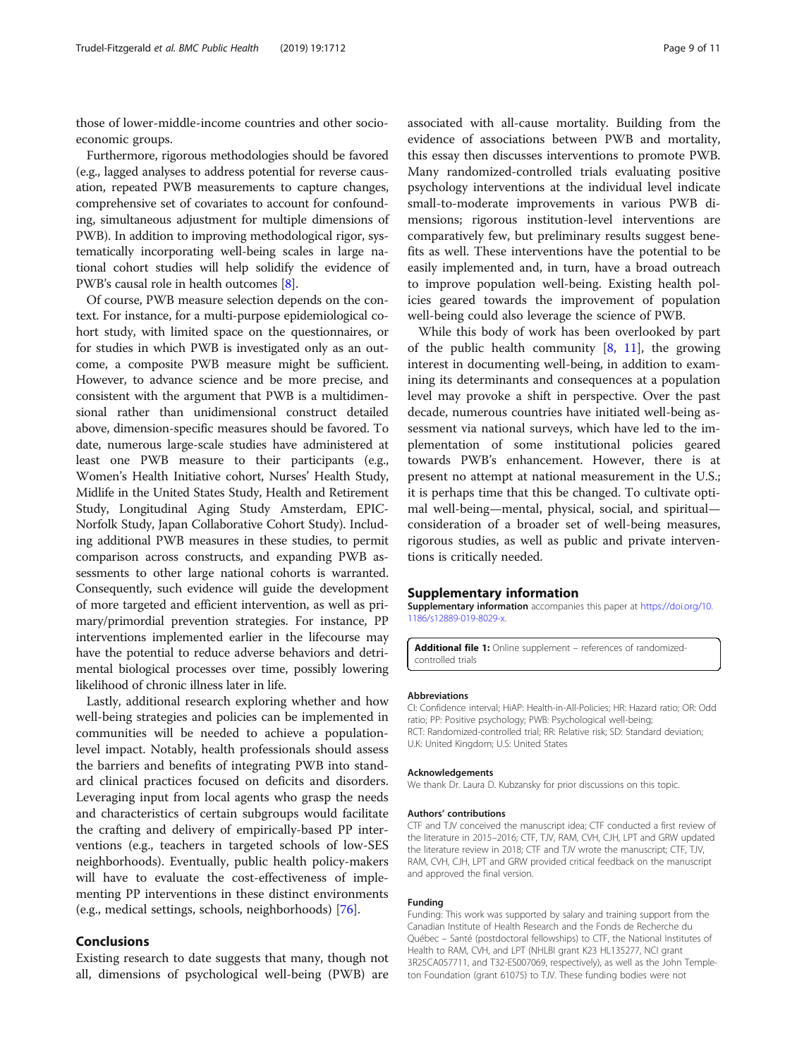those of lower-middle-income countries and other socioeconomic groups.

Furthermore, rigorous methodologies should be favored (e.g., lagged analyses to address potential for reverse causation, repeated PWB measurements to capture changes, comprehensive set of covariates to account for confounding, simultaneous adjustment for multiple dimensions of PWB). In addition to improving methodological rigor, systematically incorporating well-being scales in large national cohort studies will help solidify the evidence of PWB's causal role in health outcomes [8].

Of course, PWB measure selection depends on the context. For instance, for a multi-purpose epidemiological cohort study, with limited space on the questionnaires, or for studies in which PWB is investigated only as an outcome, a composite PWB measure might be sufficient. However, to advance science and be more precise, and consistent with the argument that PWB is a multidimensional rather than unidimensional construct detailed above, dimension-specific measures should be favored. To date, numerous large-scale studies have administered at least one PWB measure to their participants (e.g., Women's Health Initiative cohort, Nurses' Health Study, Midlife in the United States Study, Health and Retirement Study, Longitudinal Aging Study Amsterdam, EPIC-Norfolk Study, Japan Collaborative Cohort Study). Including additional PWB measures in these studies, to permit comparison across constructs, and expanding PWB assessments to other large national cohorts is warranted. Consequently, such evidence will guide the development of more targeted and efficient intervention, as well as primary/primordial prevention strategies. For instance, PP interventions implemented earlier in the lifecourse may have the potential to reduce adverse behaviors and detrimental biological processes over time, possibly lowering likelihood of chronic illness later in life.

Lastly, additional research exploring whether and how well-being strategies and policies can be implemented in communities will be needed to achieve a population-level impact. Notably, health professionals should assess the barriers and benefits of integrating PWB into standard clinical practices focused on deficits and disorders. Leveraging input from local agents who grasp the needs and characteristics of certain subgroups would facilitate the crafting and delivery of empirically-based PP interventions (e.g., teachers in targeted schools of low-SES neighborhoods). Eventually, public health policy-makers will have to evaluate the cost-effectiveness of implementing PP interventions in these distinct environments (e.g., medical settings, schools, neighborhoods) [76].

## Conclusions

Existing research to date suggests that many, though not all, dimensions of psychological well-being (PWB) are associated with all-cause mortality. Building from the evidence of associations between PWB and mortality, this essay then discusses interventions to promote PWB. Many randomized-controlled trials evaluating positive psychology interventions at the individual level indicate small-to-moderate improvements in various PWB dimensions; rigorous institution-level interventions are comparatively few, but preliminary results suggest benefits as well. These interventions have the potential to be easily implemented and, in turn, have a broad outreach to improve population well-being. Existing health policies geared towards the improvement of population well-being could also leverage the science of PWB.

While this body of work has been overlooked by part of the public health community [8, 11], the growing interest in documenting well-being, in addition to examining its determinants and consequences at a population level may provoke a shift in perspective. Over the past decade, numerous countries have initiated well-being assessment via national surveys, which have led to the implementation of some institutional policies geared towards PWB's enhancement. However, there is at present no attempt at national measurement in the U.S.; it is perhaps time that this be changed. To cultivate optimal well-being—mental, physical, social, and spiritual—consideration of a broader set of well-being measures, rigorous studies, as well as public and private interventions is critically needed.

## Supplementary information

**Supplementary information** accompanies this paper at https://doi.org/10.1186/s12889-019-8029-x.

**Additional file 1:** Online supplement – references of randomized-controlled trials

#### Abbreviations

CI: Confidence interval; HiAP: Health-in-All-Policies; HR: Hazard ratio; OR: Odd ratio; PP: Positive psychology; PWB: Psychological well-being; RCT: Randomized-controlled trial; RR: Relative risk; SD: Standard deviation; U.K: United Kingdom; U.S: United States

#### Acknowledgements

We thank Dr. Laura D. Kubzansky for prior discussions on this topic.

#### Authors' contributions

CTF and TJV conceived the manuscript idea; CTF conducted a first review of the literature in 2015–2016; CTF, TJV, RAM, CVH, CJH, LPT and GRW updated the literature review in 2018; CTF and TJV wrote the manuscript; CTF, TJV, RAM, CVH, CJH, LPT and GRW provided critical feedback on the manuscript and approved the final version.

#### Funding

Funding: This work was supported by salary and training support from the Canadian Institute of Health Research and the Fonds de Recherche du Québec – Santé (postdoctoral fellowships) to CTF, the National Institutes of Health to RAM, CVH, and LPT (NHLBI grant K23 HL135277, NCI grant 3R25CA057711, and T32-ES007069, respectively), as well as the John Templeton Foundation (grant 61075) to TJV. These funding bodies were not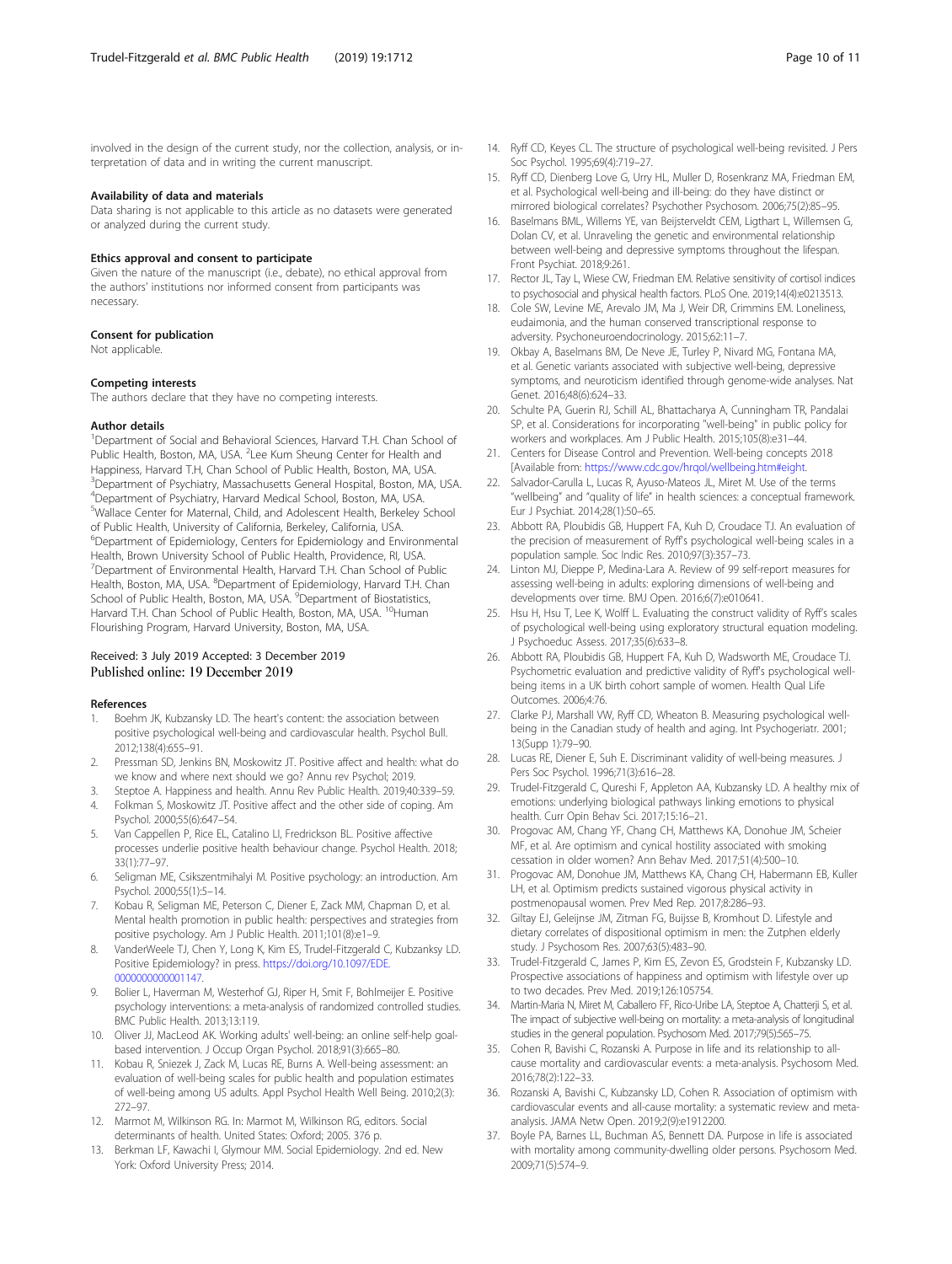involved in the design of the current study, nor the collection, analysis, or interpretation of data and in writing the current manuscript.

### Availability of data and materials

Data sharing is not applicable to this article as no datasets were generated or analyzed during the current study.

### Ethics approval and consent to participate

Given the nature of the manuscript (i.e., debate), no ethical approval from the authors' institutions nor informed consent from participants was necessary.

### Consent for publication

Not applicable.

### Competing interests

The authors declare that they have no competing interests.

### Author details

[1]Department of Social and Behavioral Sciences, Harvard T.H. Chan School of Public Health, Boston, MA, USA. [2]Lee Kum Sheung Center for Health and Happiness, Harvard T.H, Chan School of Public Health, Boston, MA, USA. [3]Department of Psychiatry, Massachusetts General Hospital, Boston, MA, USA. [4]Department of Psychiatry, Harvard Medical School, Boston, MA, USA. [5]Wallace Center for Maternal, Child, and Adolescent Health, Berkeley School of Public Health, University of California, Berkeley, California, USA. [6]Department of Epidemiology, Centers for Epidemiology and Environmental Health, Brown University School of Public Health, Providence, RI, USA. [7]Department of Environmental Health, Harvard T.H. Chan School of Public Health, Boston, MA, USA. [8]Department of Epidemiology, Harvard T.H. Chan School of Public Health, Boston, MA, USA. [9]Department of Biostatistics, Harvard T.H. Chan School of Public Health, Boston, MA, USA. [10]Human Flourishing Program, Harvard University, Boston, MA, USA.

Received: 3 July 2019 Accepted: 3 December 2019
Published online: 19 December 2019

### References

1. Boehm JK, Kubzansky LD. The heart's content: the association between positive psychological well-being and cardiovascular health. Psychol Bull. 2012;138(4):655–91.
2. Pressman SD, Jenkins BN, Moskowitz JT. Positive affect and health: what do we know and where next should we go? Annu rev Psychol; 2019.
3. Steptoe A. Happiness and health. Annu Rev Public Health. 2019;40:339–59.
4. Folkman S, Moskowitz JT. Positive affect and the other side of coping. Am Psychol. 2000;55(6):647–54.
5. Van Cappellen P, Rice EL, Catalino LI, Fredrickson BL. Positive affective processes underlie positive health behaviour change. Psychol Health. 2018; 33(1):77–97.
6. Seligman ME, Csikszentmihalyi M. Positive psychology: an introduction. Am Psychol. 2000;55(1):5–14.
7. Kobau R, Seligman ME, Peterson C, Diener E, Zack MM, Chapman D, et al. Mental health promotion in public health: perspectives and strategies from positive psychology. Am J Public Health. 2011;101(8):e1–9.
8. VanderWeele TJ, Chen Y, Long K, Kim ES, Trudel-Fitzgerald C, Kubzanksy LD. Positive Epidemiology? in press. https://doi.org/10.1097/EDE.0000000000001147.
9. Bolier L, Haverman M, Westerhof GJ, Riper H, Smit F, Bohlmeijer E. Positive psychology interventions: a meta-analysis of randomized controlled studies. BMC Public Health. 2013;13:119.
10. Oliver JJ, MacLeod AK. Working adults' well-being: an online self-help goal-based intervention. J Occup Organ Psychol. 2018;91(3):665–80.
11. Kobau R, Sniezek J, Zack M, Lucas RE, Burns A. Well-being assessment: an evaluation of well-being scales for public health and population estimates of well-being among US adults. Appl Psychol Health Well Being. 2010;2(3): 272–97.
12. Marmot M, Wilkinson RG. In: Marmot M, Wilkinson RG, editors. Social determinants of health. United States: Oxford; 2005. 376 p.
13. Berkman LF, Kawachi I, Glymour MM. Social Epidemiology. 2nd ed. New York: Oxford University Press; 2014.
14. Ryff CD, Keyes CL. The structure of psychological well-being revisited. J Pers Soc Psychol. 1995;69(4):719–27.
15. Ryff CD, Dienberg Love G, Urry HL, Muller D, Rosenkranz MA, Friedman EM, et al. Psychological well-being and ill-being: do they have distinct or mirrored biological correlates? Psychother Psychosom. 2006;75(2):85–95.
16. Baselmans BML, Willems YE, van Beijsterveldt CEM, Ligthart L, Willemsen G, Dolan CV, et al. Unraveling the genetic and environmental relationship between well-being and depressive symptoms throughout the lifespan. Front Psychiat. 2018;9:261.
17. Rector JL, Tay L, Wiese CW, Friedman EM. Relative sensitivity of cortisol indices to psychosocial and physical health factors. PLoS One. 2019;14(4):e0213513.
18. Cole SW, Levine ME, Arevalo JM, Ma J, Weir DR, Crimmins EM. Loneliness, eudaimonia, and the human conserved transcriptional response to adversity. Psychoneuroendocrinology. 2015;62:11–7.
19. Okbay A, Baselmans BM, De Neve JE, Turley P, Nivard MG, Fontana MA, et al. Genetic variants associated with subjective well-being, depressive symptoms, and neuroticism identified through genome-wide analyses. Nat Genet. 2016;48(6):624–33.
20. Schulte PA, Guerin RJ, Schill AL, Bhattacharya A, Cunningham TR, Pandalai SP, et al. Considerations for incorporating "well-being" in public policy for workers and workplaces. Am J Public Health. 2015;105(8):e31–44.
21. Centers for Disease Control and Prevention. Well-being concepts 2018 [Available from: https://www.cdc.gov/hrqol/wellbeing.htm#eight.
22. Salvador-Carulla L, Lucas R, Ayuso-Mateos JL, Miret M. Use of the terms "wellbeing" and "quality of life" in health sciences: a conceptual framework. Eur J Psychiat. 2014;28(1):50–65.
23. Abbott RA, Ploubidis GB, Huppert FA, Kuh D, Croudace TJ. An evaluation of the precision of measurement of Ryff's psychological well-being scales in a population sample. Soc Indic Res. 2010;97(3):357–73.
24. Linton MJ, Dieppe P, Medina-Lara A. Review of 99 self-report measures for assessing well-being in adults: exploring dimensions of well-being and developments over time. BMJ Open. 2016;6(7):e010641.
25. Hsu H, Hsu T, Lee K, Wolff L. Evaluating the construct validity of Ryff's scales of psychological well-being using exploratory structural equation modeling. J Psychoeduc Assess. 2017;35(6):633–8.
26. Abbott RA, Ploubidis GB, Huppert FA, Kuh D, Wadsworth ME, Croudace TJ. Psychometric evaluation and predictive validity of Ryff's psychological well-being items in a UK birth cohort sample of women. Health Qual Life Outcomes. 2006;4:76.
27. Clarke PJ, Marshall VW, Ryff CD, Wheaton B. Measuring psychological well-being in the Canadian study of health and aging. Int Psychogeriatr. 2001; 13(Supp 1):79–90.
28. Lucas RE, Diener E, Suh E. Discriminant validity of well-being measures. J Pers Soc Psychol. 1996;71(3):616–28.
29. Trudel-Fitzgerald C, Qureshi F, Appleton AA, Kubzansky LD. A healthy mix of emotions: underlying biological pathways linking emotions to physical health. Curr Opin Behav Sci. 2017;15:16–21.
30. Progovac AM, Chang YF, Chang CH, Matthews KA, Donohue JM, Scheier MF, et al. Are optimism and cynical hostility associated with smoking cessation in older women? Ann Behav Med. 2017;51(4):500–10.
31. Progovac AM, Donohue JM, Matthews KA, Chang CH, Habermann EB, Kuller LH, et al. Optimism predicts sustained vigorous physical activity in postmenopausal women. Prev Med Rep. 2017;8:286–93.
32. Giltay EJ, Geleijnse JM, Zitman FG, Buijsse B, Kromhout D. Lifestyle and dietary correlates of dispositional optimism in men: the Zutphen elderly study. J Psychosom Res. 2007;63(5):483–90.
33. Trudel-Fitzgerald C, James P, Kim ES, Zevon ES, Grodstein F, Kubzansky LD. Prospective associations of happiness and optimism with lifestyle over up to two decades. Prev Med. 2019;126:105754.
34. Martin-Maria N, Miret M, Caballero FF, Rico-Uribe LA, Steptoe A, Chatterji S, et al. The impact of subjective well-being on mortality: a meta-analysis of longitudinal studies in the general population. Psychosom Med. 2017;79(5):565–75.
35. Cohen R, Bavishi C, Rozanski A. Purpose in life and its relationship to all-cause mortality and cardiovascular events: a meta-analysis. Psychosom Med. 2016;78(2):122–33.
36. Rozanski A, Bavishi C, Kubzansky LD, Cohen R. Association of optimism with cardiovascular events and all-cause mortality: a systematic review and meta-analysis. JAMA Netw Open. 2019;2(9):e1912200.
37. Boyle PA, Barnes LL, Buchman AS, Bennett DA. Purpose in life is associated with mortality among community-dwelling older persons. Psychosom Med. 2009;71(5):574–9.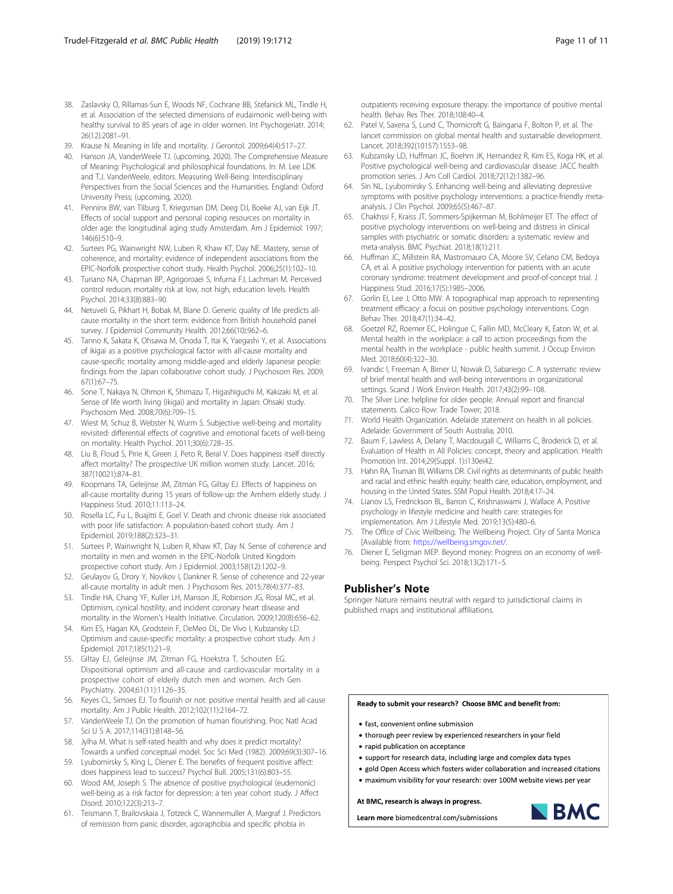38. Zaslavsky O, Rillamas-Sun E, Woods NF, Cochrane BB, Stefanick ML, Tindle H, et al. Association of the selected dimensions of eudaimonic well-being with healthy survival to 85 years of age in older women. Int Psychogeriatr. 2014; 26(12):2081–91.
39. Krause N. Meaning in life and mortality. J Gerontol. 2009;64(4):517–27.
40. Hanson JA, VanderWeele TJ. (upcoming, 2020). The Comprehensive Measure of Meaning: Psychological and philosophical foundations. In: M. Lee LDK and T.J. VanderWeele, editors. Measuring Well-Being: Interdisciplinary Perspectives from the Social Sciences and the Humanities. England: Oxford University Press; (upcoming, 2020).
41. Penninx BW, van Tilburg T, Kriegsman DM, Deeg DJ, Boeke AJ, van Eijk JT. Effects of social support and personal coping resources on mortality in older age: the longitudinal aging study Amsterdam. Am J Epidemiol. 1997; 146(6):510–9.
42. Surtees PG, Wainwright NW, Luben R, Khaw KT, Day NE. Mastery, sense of coherence, and mortality: evidence of independent associations from the EPIC-Norfolk prospective cohort study. Health Psychol. 2006;25(1):102–10.
43. Turiano NA, Chapman BP, Agrigoroaei S, Infurna FJ, Lachman M. Perceived control reduces mortality risk at low, not high, education levels. Health Psychol. 2014;33(8):883–90.
44. Netuveli G, Pikhart H, Bobak M, Blane D. Generic quality of life predicts all-cause mortality in the short term: evidence from British household panel survey. J Epidemiol Community Health. 2012;66(10):962–6.
45. Tanno K, Sakata K, Ohsawa M, Onoda T, Itai K, Yaegashi Y, et al. Associations of ikigai as a positive psychological factor with all-cause mortality and cause-specific mortality among middle-aged and elderly Japanese people: findings from the Japan collaborative cohort study. J Psychosom Res. 2009; 67(1):67–75.
46. Sone T, Nakaya N, Ohmori K, Shimazu T, Higashiguchi M, Kakizaki M, et al. Sense of life worth living (ikigai) and mortality in Japan: Ohsaki study. Psychosom Med. 2008;70(6):709–15.
47. Wiest M, Schuz B, Webster N, Wurm S. Subjective well-being and mortality revisited: differential effects of cognitive and emotional facets of well-being on mortality. Health Psychol. 2011;30(6):728–35.
48. Liu B, Floud S, Pirie K, Green J, Peto R, Beral V. Does happiness itself directly affect mortality? The prospective UK million women study. Lancet. 2016; 387(10021):874–81.
49. Koopmans TA, Geleijnse JM, Zitman FG, Giltay EJ. Effects of happiness on all-cause mortality during 15 years of follow-up: the Arnhem elderly study. J Happiness Stud. 2010;11:113–24.
50. Rosella LC, Fu L, Buajitti E, Goel V. Death and chronic disease risk associated with poor life satisfaction: A population-based cohort study. Am J Epidemiol. 2019;188(2):323–31.
51. Surtees P, Wainwright N, Luben R, Khaw KT, Day N. Sense of coherence and mortality in men and women in the EPIC-Norfolk United Kingdom prospective cohort study. Am J Epidemiol. 2003;158(12):1202–9.
52. Geulayov G, Drory Y, Novikov I, Dankner R. Sense of coherence and 22-year all-cause mortality in adult men. J Psychosom Res. 2015;78(4):377–83.
53. Tindle HA, Chang YF, Kuller LH, Manson JE, Robinson JG, Rosal MC, et al. Optimism, cynical hostility, and incident coronary heart disease and mortality in the Women's Health Initiative. Circulation. 2009;120(8):656–62.
54. Kim ES, Hagan KA, Grodstein F, DeMeo DL, De Vivo I, Kubzansky LD. Optimism and cause-specific mortality: a prospective cohort study. Am J Epidemiol. 2017;185(1):21–9.
55. Giltay EJ, Geleijnse JM, Zitman FG, Hoekstra T, Schouten EG. Dispositional optimism and all-cause and cardiovascular mortality in a prospective cohort of elderly dutch men and women. Arch Gen Psychiatry. 2004;61(11):1126–35.
56. Keyes CL, Simoes EJ. To flourish or not: positive mental health and all-cause mortality. Am J Public Health. 2012;102(11):2164–72.
57. VanderWeele TJ. On the promotion of human flourishing. Proc Natl Acad Sci U S A. 2017;114(31):8148–56.
58. Jylha M. What is self-rated health and why does it predict mortality? Towards a unified conceptual model. Soc Sci Med (1982). 2009;69(3):307–16.
59. Lyubomirsky S, King L, Diener E. The benefits of frequent positive affect: does happiness lead to success? Psychol Bull. 2005;131(6):803–55.
60. Wood AM, Joseph S. The absence of positive psychological (eudemonic) well-being as a risk factor for depression: a ten year cohort study. J Affect Disord. 2010;122(3):213–7.
61. Teismann T, Brailovskaia J, Totzeck C, Wannemuller A, Margraf J. Predictors of remission from panic disorder, agoraphobia and specific phobia in outpatients receiving exposure therapy: the importance of positive mental health. Behav Res Ther. 2018;108:40–4.
62. Patel V, Saxena S, Lund C, Thornicroft G, Baingana F, Bolton P, et al. The lancet commission on global mental health and sustainable development. Lancet. 2018;392(10157):1553–98.
63. Kubzansky LD, Huffman JC, Boehm JK, Hernandez R, Kim ES, Koga HK, et al. Positive psychological well-being and cardiovascular disease: JACC health promotion series. J Am Coll Cardiol. 2018;72(12):1382–96.
64. Sin NL, Lyubomirsky S. Enhancing well-being and alleviating depressive symptoms with positive psychology interventions: a practice-friendly meta-analysis. J Clin Psychol. 2009;65(5):467–87.
65. Chakhssi F, Kraiss JT, Sommers-Spijkerman M, Bohlmeijer ET. The effect of positive psychology interventions on well-being and distress in clinical samples with psychiatric or somatic disorders: a systematic review and meta-analysis. BMC Psychiat. 2018;18(1):211.
66. Huffman JC, Millstein RA, Mastromauro CA, Moore SV, Celano CM, Bedoya CA, et al. A positive psychology intervention for patients with an acute coronary syndrome: treatment development and proof-of-concept trial. J Happiness Stud. 2016;17(5):1985–2006.
67. Gorlin EI, Lee J, Otto MW. A topographical map approach to representing treatment efficacy: a focus on positive psychology interventions. Cogn Behav Ther. 2018;47(1):34–42.
68. Goetzel RZ, Roemer EC, Holingue C, Fallin MD, McCleary K, Eaton W, et al. Mental health in the workplace: a call to action proceedings from the mental health in the workplace - public health summit. J Occup Environ Med. 2018;60(4):322–30.
69. Ivandic I, Freeman A, Birner U, Nowak D, Sabariego C. A systematic review of brief mental health and well-being interventions in organizational settings. Scand J Work Environ Health. 2017;43(2):99–108.
70. The Silver Line: helpline for older people. Annual report and financial statements. Calico Row: Trade Tower; 2018.
71. World Health Organization. Adelaide statement on health in all policies. Adelaide: Government of South Australia; 2010.
72. Baum F, Lawless A, Delany T, Macdougall C, Williams C, Broderick D, et al. Evaluation of Health in All Policies: concept, theory and application. Health Promotion Int. 2014;29(Suppl. 1):i130ei42.
73. Hahn RA, Truman BI, Williams DR. Civil rights as determinants of public health and racial and ethnic health equity: health care, education, employment, and housing in the United States. SSM Popul Health. 2018;4:17–24.
74. Lianov LS, Fredrickson BL, Barron C, Krishnaswami J, Wallace A. Positive psychology in lifestyle medicine and health care: strategies for implementation. Am J Lifestyle Med. 2019;13(5):480–6.
75. The Office of Civic Wellbeing. The Wellbeing Project. City of Santa Monica [Available from: https://wellbeing.smgov.net/.
76. Diener E, Seligman MEP. Beyond money: Progress on an economy of well-being. Perspect Psychol Sci. 2018;13(2):171–5.

## Publisher's Note

Springer Nature remains neutral with regard to jurisdictional claims in published maps and institutional affiliations.

**Ready to submit your research? Choose BMC and benefit from:**

- fast, convenient online submission
- thorough peer review by experienced researchers in your field
- rapid publication on acceptance
- support for research data, including large and complex data types
- gold Open Access which fosters wider collaboration and increased citations
- maximum visibility for your research: over 100M website views per year

**At BMC, research is always in progress.**

**Learn more** biomedcentral.com/submissions

BMC